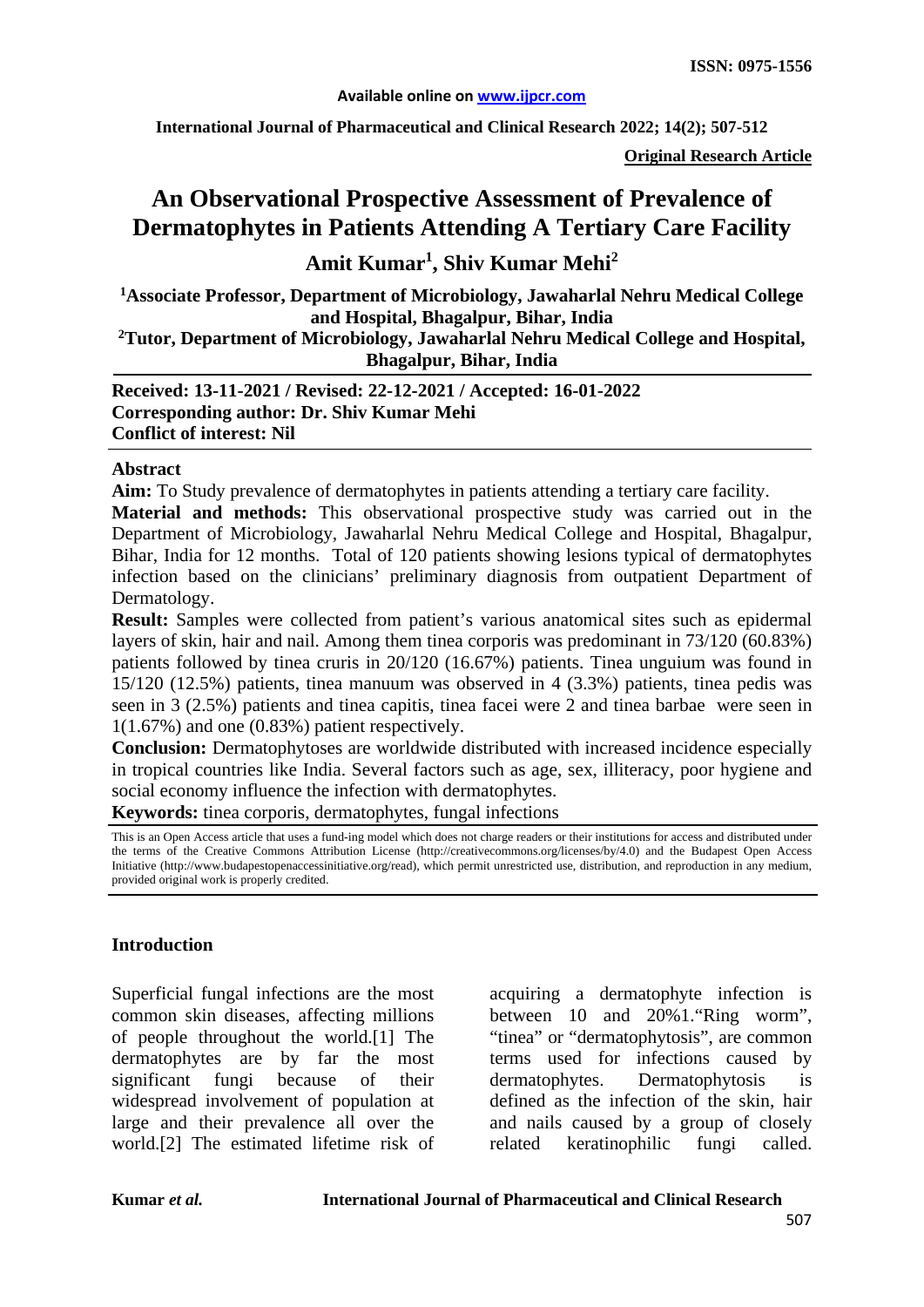**ISSN: 0975-1556**

**Available online on www.ijpcr.com**

**International Journal of Pharmaceutical and Clinical Research 2022; 14(2); 507-512**

**Original Research Article**

# An Observational Prospective Assessment of Prevalence of Dermatophytes in Patients Attending A Tertiary Care Facility

**Amit Kumar[1], Shiv Kumar Mehi[2]**

**[1]Associate Professor, Department of Microbiology, Jawaharlal Nehru Medical College and Hospital, Bhagalpur, Bihar, India**

**[2]Tutor, Department of Microbiology, Jawaharlal Nehru Medical College and Hospital, Bhagalpur, Bihar, India**

**Received: 13-11-2021 / Revised: 22-12-2021 / Accepted: 16-01-2022**
**Corresponding author: Dr. Shiv Kumar Mehi**
**Conflict of interest: Nil**

## Abstract

**Aim:** To Study prevalence of dermatophytes in patients attending a tertiary care facility.

**Material and methods:** This observational prospective study was carried out in the Department of Microbiology, Jawaharlal Nehru Medical College and Hospital, Bhagalpur, Bihar, India for 12 months. Total of 120 patients showing lesions typical of dermatophytes infection based on the clinicians' preliminary diagnosis from outpatient Department of Dermatology.

**Result:** Samples were collected from patient's various anatomical sites such as epidermal layers of skin, hair and nail. Among them tinea corporis was predominant in 73/120 (60.83%) patients followed by tinea cruris in 20/120 (16.67%) patients. Tinea unguium was found in 15/120 (12.5%) patients, tinea manuum was observed in 4 (3.3%) patients, tinea pedis was seen in 3 (2.5%) patients and tinea capitis, tinea facei were 2 and tinea barbae were seen in 1(1.67%) and one (0.83%) patient respectively.

**Conclusion:** Dermatophytoses are worldwide distributed with increased incidence especially in tropical countries like India. Several factors such as age, sex, illiteracy, poor hygiene and social economy influence the infection with dermatophytes.

**Keywords:** tinea corporis, dermatophytes, fungal infections

This is an Open Access article that uses a fund-ing model which does not charge readers or their institutions for access and distributed under the terms of the Creative Commons Attribution License (http://creativecommons.org/licenses/by/4.0) and the Budapest Open Access Initiative (http://www.budapestopenaccessinitiative.org/read), which permit unrestricted use, distribution, and reproduction in any medium, provided original work is properly credited.

## Introduction

Superficial fungal infections are the most common skin diseases, affecting millions of people throughout the world.[1] The dermatophytes are by far the most significant fungi because of their widespread involvement of population at large and their prevalence all over the world.[2] The estimated lifetime risk of acquiring a dermatophyte infection is between 10 and 20%1."Ring worm", "tinea" or "dermatophytosis", are common terms used for infections caused by dermatophytes. Dermatophytosis is defined as the infection of the skin, hair and nails caused by a group of closely related keratinophilic fungi called.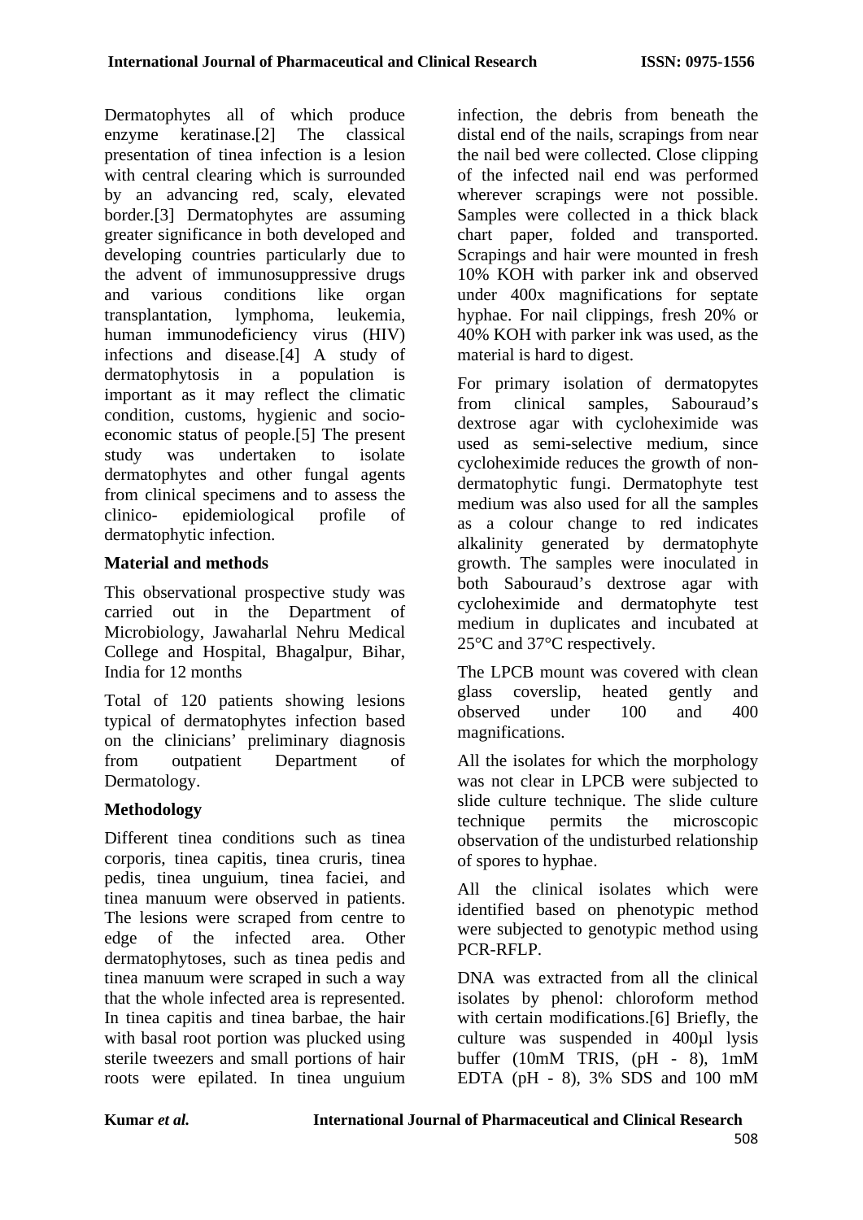Dermatophytes all of which produce enzyme keratinase.[2] The classical presentation of tinea infection is a lesion with central clearing which is surrounded by an advancing red, scaly, elevated border.[3] Dermatophytes are assuming greater significance in both developed and developing countries particularly due to the advent of immunosuppressive drugs and various conditions like organ transplantation, lymphoma, leukemia, human immunodeficiency virus (HIV) infections and disease.[4] A study of dermatophytosis in a population is important as it may reflect the climatic condition, customs, hygienic and socio-economic status of people.[5] The present study was undertaken to isolate dermatophytes and other fungal agents from clinical specimens and to assess the clinico- epidemiological profile of dermatophytic infection.

## Material and methods

This observational prospective study was carried out in the Department of Microbiology, Jawaharlal Nehru Medical College and Hospital, Bhagalpur, Bihar, India for 12 months

Total of 120 patients showing lesions typical of dermatophytes infection based on the clinicians' preliminary diagnosis from outpatient Department of Dermatology.

## Methodology

Different tinea conditions such as tinea corporis, tinea capitis, tinea cruris, tinea pedis, tinea unguium, tinea faciei, and tinea manuum were observed in patients. The lesions were scraped from centre to edge of the infected area. Other dermatophytoses, such as tinea pedis and tinea manuum were scraped in such a way that the whole infected area is represented. In tinea capitis and tinea barbae, the hair with basal root portion was plucked using sterile tweezers and small portions of hair roots were epilated. In tinea unguium infection, the debris from beneath the distal end of the nails, scrapings from near the nail bed were collected. Close clipping of the infected nail end was performed wherever scrapings were not possible. Samples were collected in a thick black chart paper, folded and transported. Scrapings and hair were mounted in fresh 10% KOH with parker ink and observed under 400x magnifications for septate hyphae. For nail clippings, fresh 20% or 40% KOH with parker ink was used, as the material is hard to digest.

For primary isolation of dermatopytes from clinical samples, Sabouraud's dextrose agar with cycloheximide was used as semi-selective medium, since cycloheximide reduces the growth of non-dermatophytic fungi. Dermatophyte test medium was also used for all the samples as a colour change to red indicates alkalinity generated by dermatophyte growth. The samples were inoculated in both Sabouraud's dextrose agar with cycloheximide and dermatophyte test medium in duplicates and incubated at 25°C and 37°C respectively.

The LPCB mount was covered with clean glass coverslip, heated gently and observed under 100 and 400 magnifications.

All the isolates for which the morphology was not clear in LPCB were subjected to slide culture technique. The slide culture technique permits the microscopic observation of the undisturbed relationship of spores to hyphae.

All the clinical isolates which were identified based on phenotypic method were subjected to genotypic method using PCR-RFLP.

DNA was extracted from all the clinical isolates by phenol: chloroform method with certain modifications.[6] Briefly, the culture was suspended in 400µl lysis buffer (10mM TRIS, (pH - 8), 1mM EDTA (pH - 8), 3% SDS and 100 mM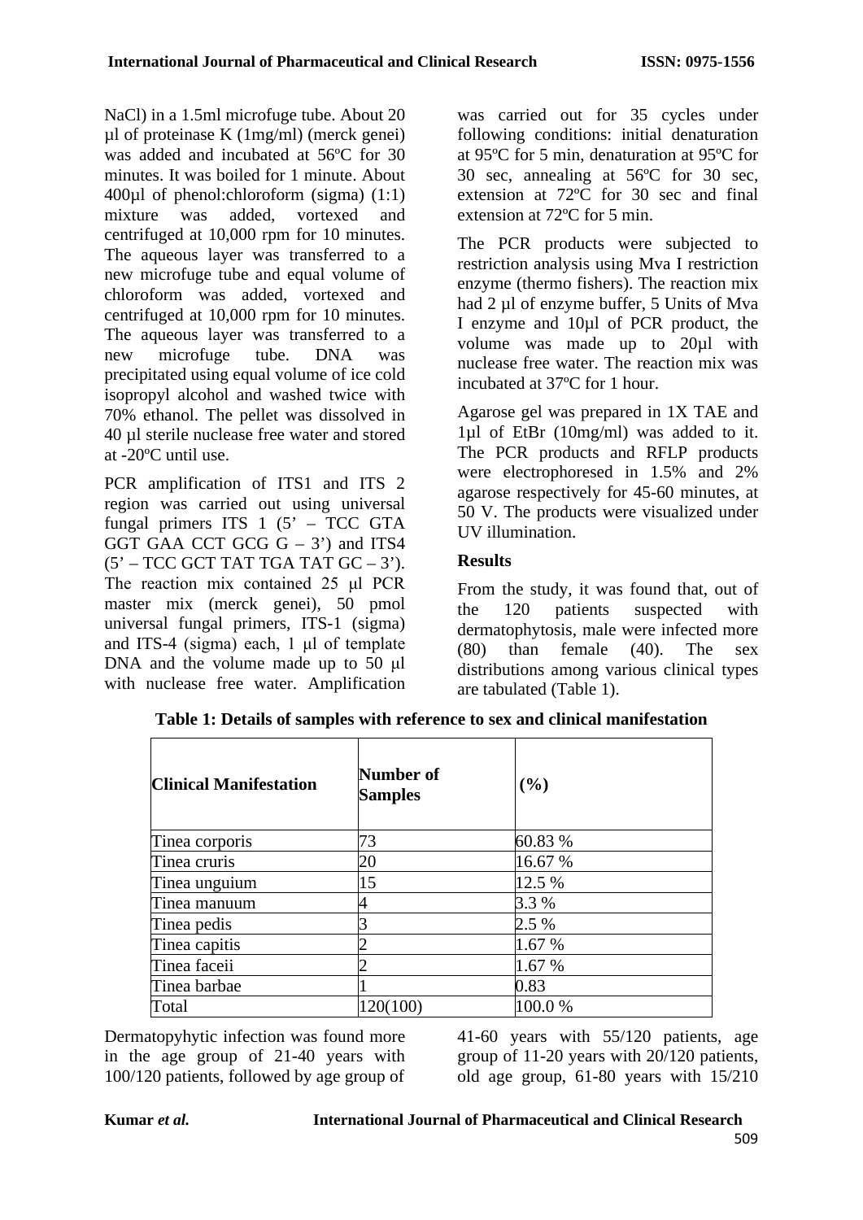NaCl) in a 1.5ml microfuge tube. About 20 µl of proteinase K (1mg/ml) (merck genei) was added and incubated at 56ºC for 30 minutes. It was boiled for 1 minute. About 400µl of phenol:chloroform (sigma) (1:1) mixture was added, vortexed and centrifuged at 10,000 rpm for 10 minutes. The aqueous layer was transferred to a new microfuge tube and equal volume of chloroform was added, vortexed and centrifuged at 10,000 rpm for 10 minutes. The aqueous layer was transferred to a new microfuge tube. DNA was precipitated using equal volume of ice cold isopropyl alcohol and washed twice with 70% ethanol. The pellet was dissolved in 40 µl sterile nuclease free water and stored at -20ºC until use.

PCR amplification of ITS1 and ITS 2 region was carried out using universal fungal primers ITS 1 (5' – TCC GTA GGT GAA CCT GCG G – 3') and ITS4 (5' – TCC GCT TAT TGA TAT GC – 3'). The reaction mix contained 25 µl PCR master mix (merck genei), 50 pmol universal fungal primers, ITS-1 (sigma) and ITS-4 (sigma) each, 1 µl of template DNA and the volume made up to 50 µl with nuclease free water. Amplification was carried out for 35 cycles under following conditions: initial denaturation at 95ºC for 5 min, denaturation at 95ºC for 30 sec, annealing at 56ºC for 30 sec, extension at 72ºC for 30 sec and final extension at 72ºC for 5 min.

The PCR products were subjected to restriction analysis using Mva I restriction enzyme (thermo fishers). The reaction mix had 2 µl of enzyme buffer, 5 Units of Mva I enzyme and 10µl of PCR product, the volume was made up to 20µl with nuclease free water. The reaction mix was incubated at 37ºC for 1 hour.

Agarose gel was prepared in 1X TAE and 1µl of EtBr (10mg/ml) was added to it. The PCR products and RFLP products were electrophoresed in 1.5% and 2% agarose respectively for 45-60 minutes, at 50 V. The products were visualized under UV illumination.

## Results

From the study, it was found that, out of the 120 patients suspected with dermatophytosis, male were infected more (80) than female (40). The sex distributions among various clinical types are tabulated (Table 1).

**Table 1: Details of samples with reference to sex and clinical manifestation**

| Clinical Manifestation | Number of Samples | (%) |
|---|---|---|
| Tinea corporis | 73 | 60.83 % |
| Tinea cruris | 20 | 16.67 % |
| Tinea unguium | 15 | 12.5 % |
| Tinea manuum | 4 | 3.3 % |
| Tinea pedis | 3 | 2.5 % |
| Tinea capitis | 2 | 1.67 % |
| Tinea faceii | 2 | 1.67 % |
| Tinea barbae | 1 | 0.83 |
| Total | 120(100) | 100.0 % |

Dermatopyhytic infection was found more in the age group of 21-40 years with 100/120 patients, followed by age group of 41-60 years with 55/120 patients, age group of 11-20 years with 20/120 patients, old age group, 61-80 years with 15/210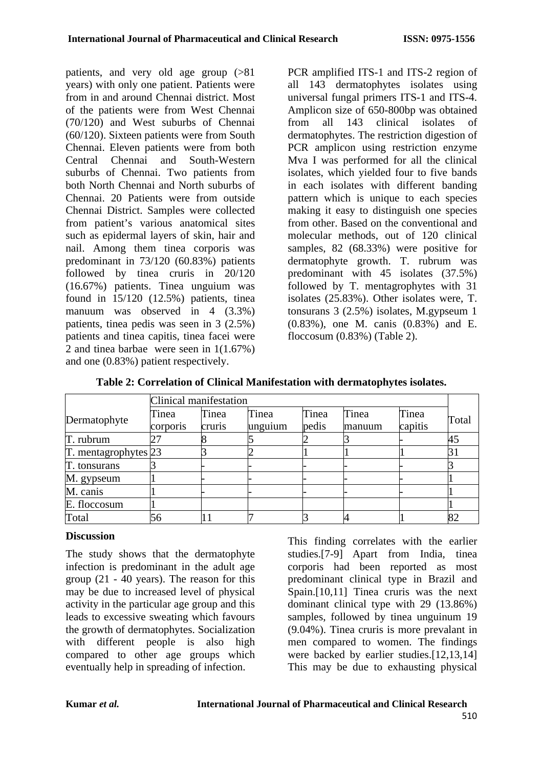patients, and very old age group (>81 years) with only one patient. Patients were from in and around Chennai district. Most of the patients were from West Chennai (70/120) and West suburbs of Chennai (60/120). Sixteen patients were from South Chennai. Eleven patients were from both Central Chennai and South-Western suburbs of Chennai. Two patients from both North Chennai and North suburbs of Chennai. 20 Patients were from outside Chennai District. Samples were collected from patient's various anatomical sites such as epidermal layers of skin, hair and nail. Among them tinea corporis was predominant in 73/120 (60.83%) patients followed by tinea cruris in 20/120 (16.67%) patients. Tinea unguium was found in 15/120 (12.5%) patients, tinea manuum was observed in 4 (3.3%) patients, tinea pedis was seen in 3 (2.5%) patients and tinea capitis, tinea facei were 2 and tinea barbae were seen in 1(1.67%) and one (0.83%) patient respectively.

PCR amplified ITS-1 and ITS-2 region of all 143 dermatophytes isolates using universal fungal primers ITS-1 and ITS-4. Amplicon size of 650-800bp was obtained from all 143 clinical isolates of dermatophytes. The restriction digestion of PCR amplicon using restriction enzyme Mva I was performed for all the clinical isolates, which yielded four to five bands in each isolates with different banding pattern which is unique to each species making it easy to distinguish one species from other. Based on the conventional and molecular methods, out of 120 clinical samples, 82 (68.33%) were positive for dermatophyte growth. T. rubrum was predominant with 45 isolates (37.5%) followed by T. mentagrophytes with 31 isolates (25.83%). Other isolates were, T. tonsurans 3 (2.5%) isolates, M.gypseum 1 (0.83%), one M. canis (0.83%) and E. floccosum (0.83%) (Table 2).

**Table 2: Correlation of Clinical Manifestation with dermatophytes isolates.**

| Dermatophyte | Clinical manifestation | | | | | | Total |
|---|---|---|---|---|---|---|---|
| | Tinea corporis | Tinea cruris | Tinea unguium | Tinea pedis | Tinea manuum | Tinea capitis | |
| T. rubrum | 27 | 8 | 5 | 2 | 3 | - | 45 |
| T. mentagrophytes | 23 | 3 | 2 | 1 | 1 | 1 | 31 |
| T. tonsurans | 3 | - | - | - | - | - | 3 |
| M. gypseum | 1 | - | - | - | - | - | 1 |
| M. canis | 1 | - | - | - | - | - | 1 |
| E. floccosum | 1 | | | | | | 1 |
| Total | 56 | 11 | 7 | 3 | 4 | 1 | 82 |

## Discussion

The study shows that the dermatophyte infection is predominant in the adult age group (21 - 40 years). The reason for this may be due to increased level of physical activity in the particular age group and this leads to excessive sweating which favours the growth of dermatophytes. Socialization with different people is also high compared to other age groups which eventually help in spreading of infection.

This finding correlates with the earlier studies.[7-9] Apart from India, tinea corporis had been reported as most predominant clinical type in Brazil and Spain.[10,11] Tinea cruris was the next dominant clinical type with 29 (13.86%) samples, followed by tinea unguinum 19 (9.04%). Tinea cruris is more prevalant in men compared to women. The findings were backed by earlier studies.[12,13,14] This may be due to exhausting physical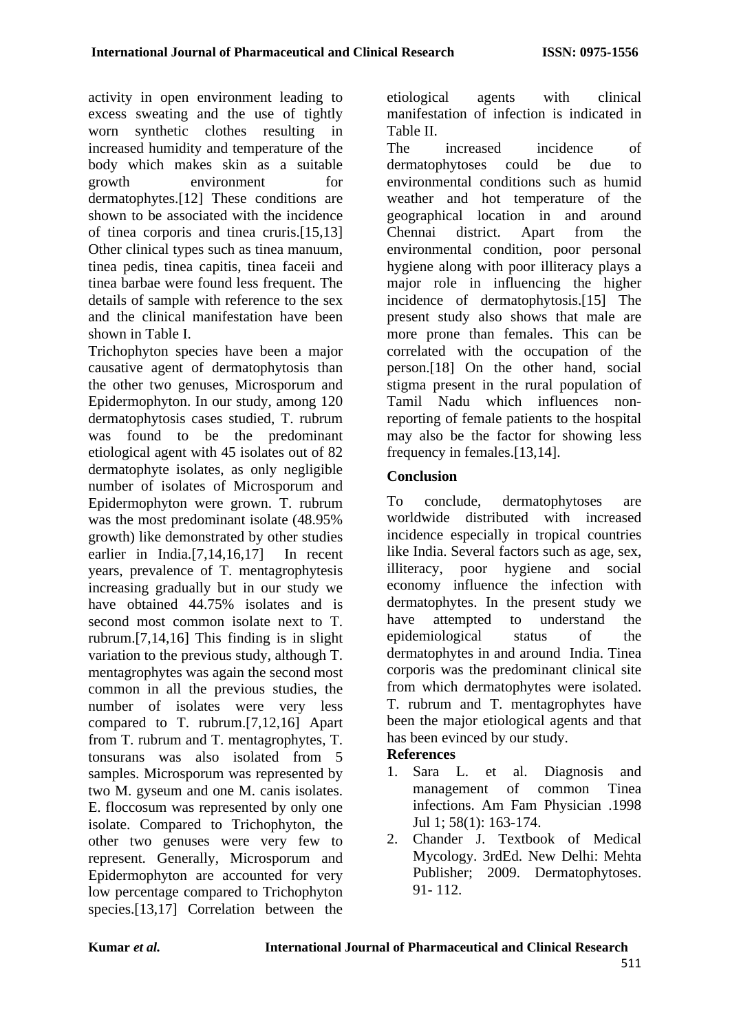activity in open environment leading to excess sweating and the use of tightly worn synthetic clothes resulting in increased humidity and temperature of the body which makes skin as a suitable growth environment for dermatophytes.[12] These conditions are shown to be associated with the incidence of tinea corporis and tinea cruris.[15,13] Other clinical types such as tinea manuum, tinea pedis, tinea capitis, tinea faceii and tinea barbae were found less frequent. The details of sample with reference to the sex and the clinical manifestation have been shown in Table I.

Trichophyton species have been a major causative agent of dermatophytosis than the other two genuses, Microsporum and Epidermophyton. In our study, among 120 dermatophytosis cases studied, T. rubrum was found to be the predominant etiological agent with 45 isolates out of 82 dermatophyte isolates, as only negligible number of isolates of Microsporum and Epidermophyton were grown. T. rubrum was the most predominant isolate (48.95% growth) like demonstrated by other studies earlier in India.[7,14,16,17] In recent years, prevalence of T. mentagrophytesis increasing gradually but in our study we have obtained 44.75% isolates and is second most common isolate next to T. rubrum.[7,14,16] This finding is in slight variation to the previous study, although T. mentagrophytes was again the second most common in all the previous studies, the number of isolates were very less compared to T. rubrum.[7,12,16] Apart from T. rubrum and T. mentagrophytes, T. tonsurans was also isolated from 5 samples. Microsporum was represented by two M. gyseum and one M. canis isolates. E. floccosum was represented by only one isolate. Compared to Trichophyton, the other two genuses were very few to represent. Generally, Microsporum and Epidermophyton are accounted for very low percentage compared to Trichophyton species.[13,17] Correlation between the etiological agents with clinical manifestation of infection is indicated in Table II.

The increased incidence of dermatophytoses could be due to environmental conditions such as humid weather and hot temperature of the geographical location in and around Chennai district. Apart from the environmental condition, poor personal hygiene along with poor illiteracy plays a major role in influencing the higher incidence of dermatophytosis.[15] The present study also shows that male are more prone than females. This can be correlated with the occupation of the person.[18] On the other hand, social stigma present in the rural population of Tamil Nadu which influences non-reporting of female patients to the hospital may also be the factor for showing less frequency in females.[13,14].

## Conclusion

To conclude, dermatophytoses are worldwide distributed with increased incidence especially in tropical countries like India. Several factors such as age, sex, illiteracy, poor hygiene and social economy influence the infection with dermatophytes. In the present study we have attempted to understand the epidemiological status of the dermatophytes in and around India. Tinea corporis was the predominant clinical site from which dermatophytes were isolated. T. rubrum and T. mentagrophytes have been the major etiological agents and that has been evinced by our study.

## References

1. Sara L. et al. Diagnosis and management of common Tinea infections. Am Fam Physician .1998 Jul 1; 58(1): 163-174.
2. Chander J. Textbook of Medical Mycology. 3rdEd. New Delhi: Mehta Publisher; 2009. Dermatophytoses. 91- 112.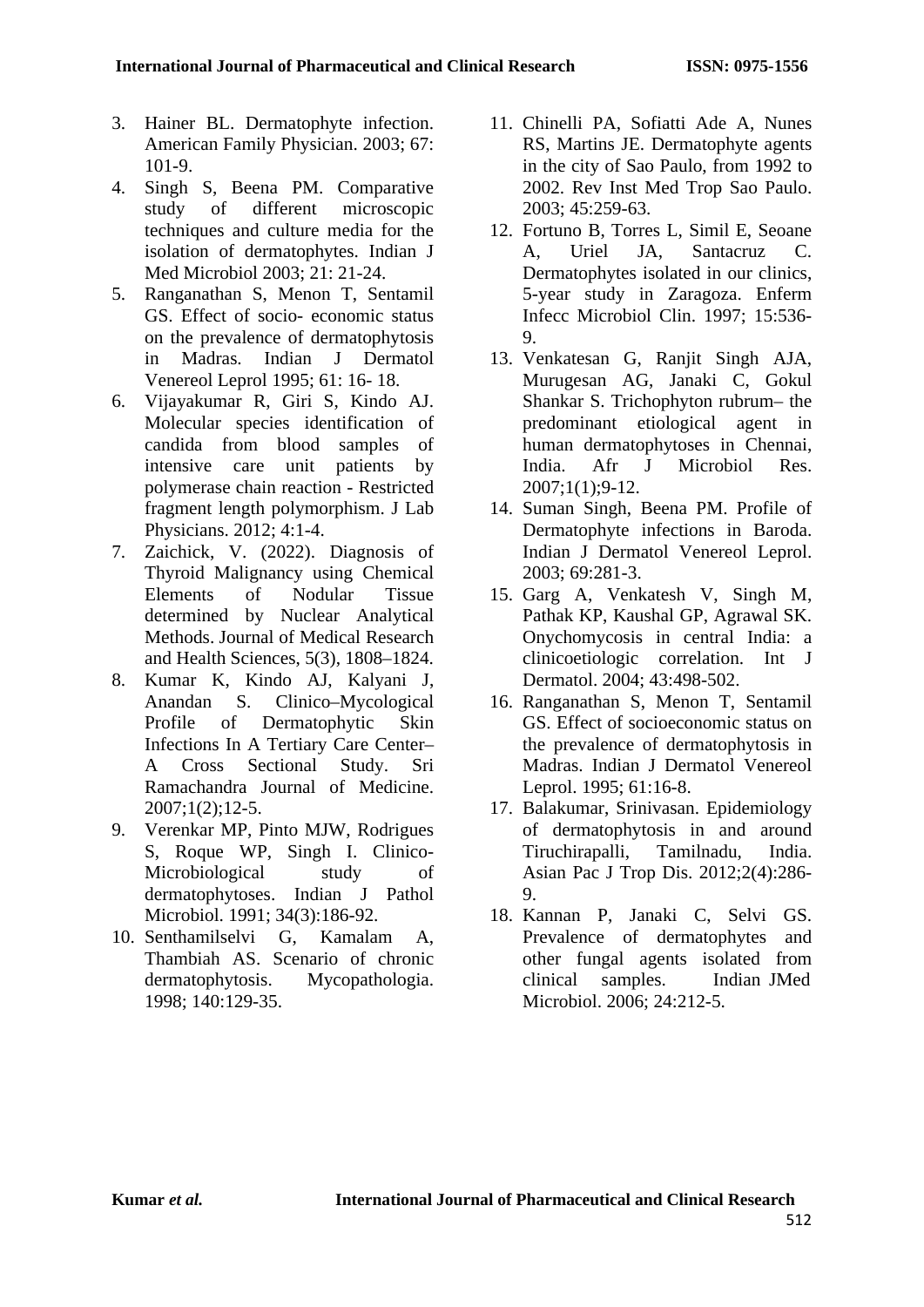3. Hainer BL. Dermatophyte infection. American Family Physician. 2003; 67: 101-9.
4. Singh S, Beena PM. Comparative study of different microscopic techniques and culture media for the isolation of dermatophytes. Indian J Med Microbiol 2003; 21: 21-24.
5. Ranganathan S, Menon T, Sentamil GS. Effect of socio- economic status on the prevalence of dermatophytosis in Madras. Indian J Dermatol Venereol Leprol 1995; 61: 16- 18.
6. Vijayakumar R, Giri S, Kindo AJ. Molecular species identification of candida from blood samples of intensive care unit patients by polymerase chain reaction - Restricted fragment length polymorphism. J Lab Physicians. 2012; 4:1-4.
7. Zaichick, V. (2022). Diagnosis of Thyroid Malignancy using Chemical Elements of Nodular Tissue determined by Nuclear Analytical Methods. Journal of Medical Research and Health Sciences, 5(3), 1808–1824.
8. Kumar K, Kindo AJ, Kalyani J, Anandan S. Clinico–Mycological Profile of Dermatophytic Skin Infections In A Tertiary Care Center– A Cross Sectional Study. Sri Ramachandra Journal of Medicine. 2007;1(2);12-5.
9. Verenkar MP, Pinto MJW, Rodrigues S, Roque WP, Singh I. Clinico-Microbiological study of dermatophytoses. Indian J Pathol Microbiol. 1991; 34(3):186-92.
10. Senthamilselvi G, Kamalam A, Thambiah AS. Scenario of chronic dermatophytosis. Mycopathologia. 1998; 140:129-35.
11. Chinelli PA, Sofiatti Ade A, Nunes RS, Martins JE. Dermatophyte agents in the city of Sao Paulo, from 1992 to 2002. Rev Inst Med Trop Sao Paulo. 2003; 45:259-63.
12. Fortuno B, Torres L, Simil E, Seoane A, Uriel JA, Santacruz C. Dermatophytes isolated in our clinics, 5-year study in Zaragoza. Enferm Infecc Microbiol Clin. 1997; 15:536-9.
13. Venkatesan G, Ranjit Singh AJA, Murugesan AG, Janaki C, Gokul Shankar S. Trichophyton rubrum– the predominant etiological agent in human dermatophytoses in Chennai, India. Afr J Microbiol Res. 2007;1(1);9-12.
14. Suman Singh, Beena PM. Profile of Dermatophyte infections in Baroda. Indian J Dermatol Venereol Leprol. 2003; 69:281-3.
15. Garg A, Venkatesh V, Singh M, Pathak KP, Kaushal GP, Agrawal SK. Onychomycosis in central India: a clinicoetiologic correlation. Int J Dermatol. 2004; 43:498-502.
16. Ranganathan S, Menon T, Sentamil GS. Effect of socioeconomic status on the prevalence of dermatophytosis in Madras. Indian J Dermatol Venereol Leprol. 1995; 61:16-8.
17. Balakumar, Srinivasan. Epidemiology of dermatophytosis in and around Tiruchirapalli, Tamilnadu, India. Asian Pac J Trop Dis. 2012;2(4):286-9.
18. Kannan P, Janaki C, Selvi GS. Prevalence of dermatophytes and other fungal agents isolated from clinical samples. Indian JMed Microbiol. 2006; 24:212-5.